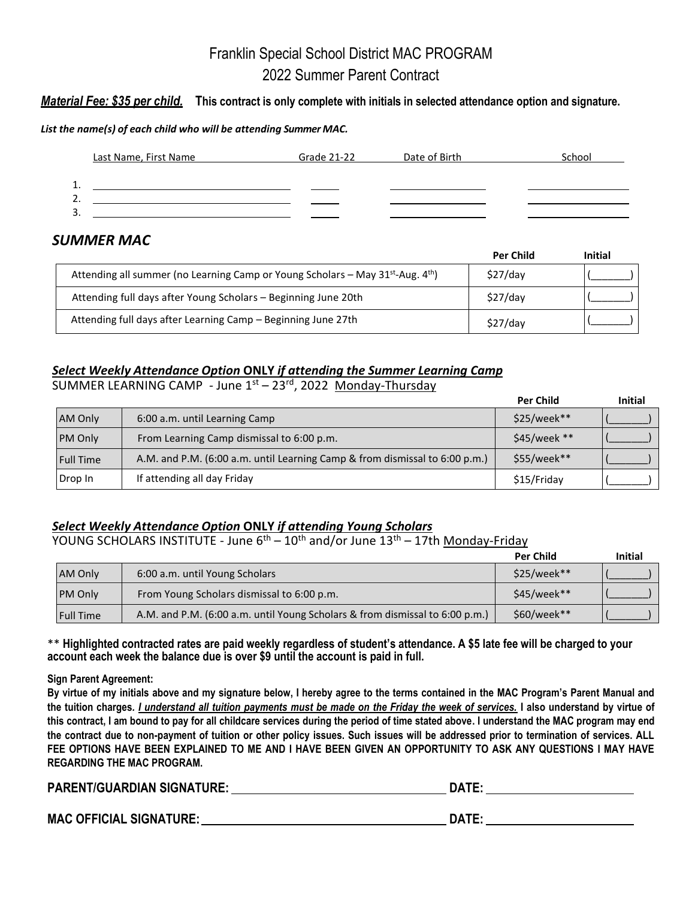# Franklin Special School District MAC PROGRAM
## 2022 Summer Parent Contract

***Material Fee: $35 per child.*** **This contract is only complete with initials in selected attendance option and signature.**

***List the name(s) of each child who will be attending Summer MAC.***

| | Last Name, First Name | Grade 21-22 | Date of Birth | School |
|---|---|---|---|---|
| 1. | | | | |
| 2. | | | | |
| 3. | | | | |

## *SUMMER MAC*

| | Per Child | Initial |
|---|---|---|
| Attending all summer (no Learning Camp or Young Scholars – May 31st-Aug. 4th) | $27/day | (_______) |
| Attending full days after Young Scholars – Beginning June 20th | $27/day | (_______) |
| Attending full days after Learning Camp – Beginning June 27th | $27/day | (_______) |

### ***Select Weekly Attendance Option* ONLY *if attending the Summer Learning Camp***

SUMMER LEARNING CAMP - June 1st – 23rd, 2022 Monday-Thursday

| | | Per Child | Initial |
|---|---|---|---|
| AM Only | 6:00 a.m. until Learning Camp | $25/week** | (_______) |
| PM Only | From Learning Camp dismissal to 6:00 p.m. | $45/week ** | (_______) |
| Full Time | A.M. and P.M. (6:00 a.m. until Learning Camp & from dismissal to 6:00 p.m.) | $55/week** | (_______) |
| Drop In | If attending all day Friday | $15/Friday | (_______) |

### ***Select Weekly Attendance Option* ONLY *if attending Young Scholars***

YOUNG SCHOLARS INSTITUTE - June 6th – 10th and/or June 13th – 17th Monday-Friday

| | | Per Child | Initial |
|---|---|---|---|
| AM Only | 6:00 a.m. until Young Scholars | $25/week** | (_______) |
| PM Only | From Young Scholars dismissal to 6:00 p.m. | $45/week** | (_______) |
| Full Time | A.M. and P.M. (6:00 a.m. until Young Scholars & from dismissal to 6:00 p.m.) | $60/week** | (_______) |

** **Highlighted contracted rates are paid weekly regardless of student's attendance. A $5 late fee will be charged to your account each week the balance due is over $9 until the account is paid in full.**

**Sign Parent Agreement:**

**By virtue of my initials above and my signature below, I hereby agree to the terms contained in the MAC Program's Parent Manual and the tuition charges. *I understand all tuition payments must be made on the Friday the week of services.* I also understand by virtue of this contract, I am bound to pay for all childcare services during the period of time stated above. I understand the MAC program may end the contract due to non-payment of tuition or other policy issues. Such issues will be addressed prior to termination of services. ALL FEE OPTIONS HAVE BEEN EXPLAINED TO ME AND I HAVE BEEN GIVEN AN OPPORTUNITY TO ASK ANY QUESTIONS I MAY HAVE REGARDING THE MAC PROGRAM.**

**PARENT/GUARDIAN SIGNATURE:** ______________________ **DATE:** ______________

**MAC OFFICIAL SIGNATURE:** ______________________ **DATE:** ______________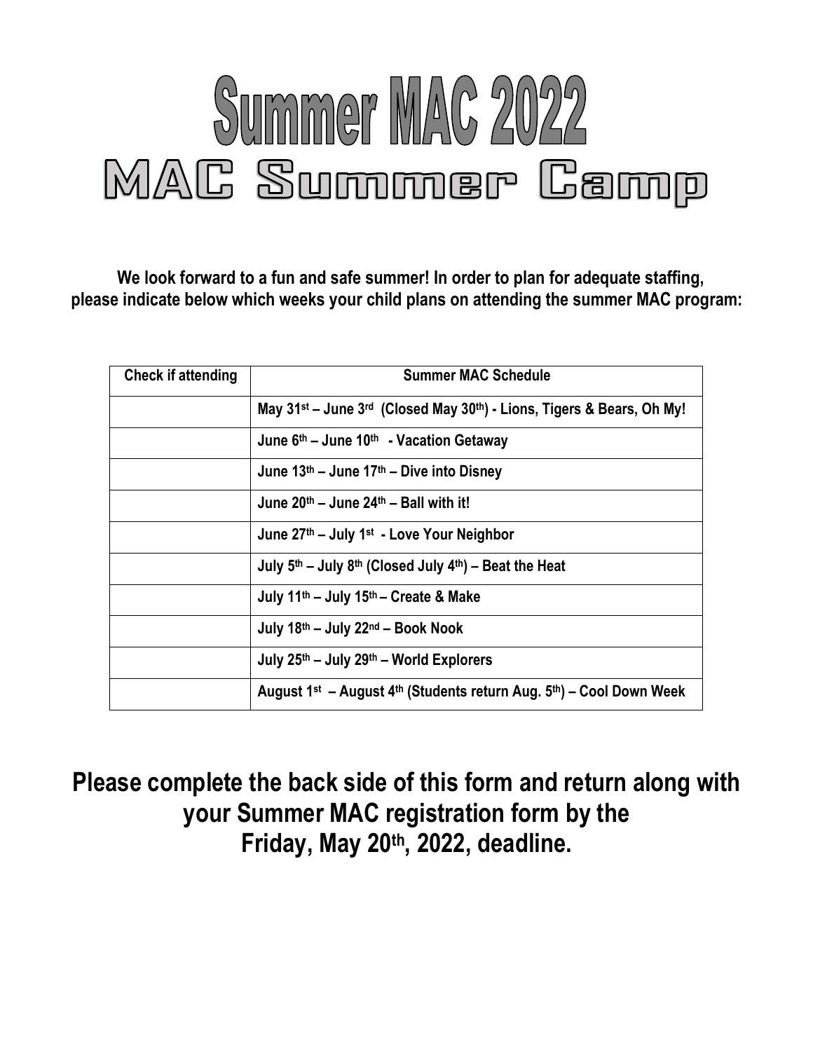# Summer MAC 2022

## MAC Summer Camp

**We look forward to a fun and safe summer! In order to plan for adequate staffing, please indicate below which weeks your child plans on attending the summer MAC program:**

| Check if attending | Summer MAC Schedule |
|---|---|
| | May 31st – June 3rd (Closed May 30th) - Lions, Tigers & Bears, Oh My! |
| | June 6th – June 10th - Vacation Getaway |
| | June 13th – June 17th – Dive into Disney |
| | June 20th – June 24th – Ball with it! |
| | June 27th – July 1st - Love Your Neighbor |
| | July 5th – July 8th (Closed July 4th) – Beat the Heat |
| | July 11th – July 15th – Create & Make |
| | July 18th – July 22nd – Book Nook |
| | July 25th – July 29th – World Explorers |
| | August 1st – August 4th (Students return Aug. 5th) – Cool Down Week |

**Please complete the back side of this form and return along with your Summer MAC registration form by the Friday, May 20th, 2022, deadline.**